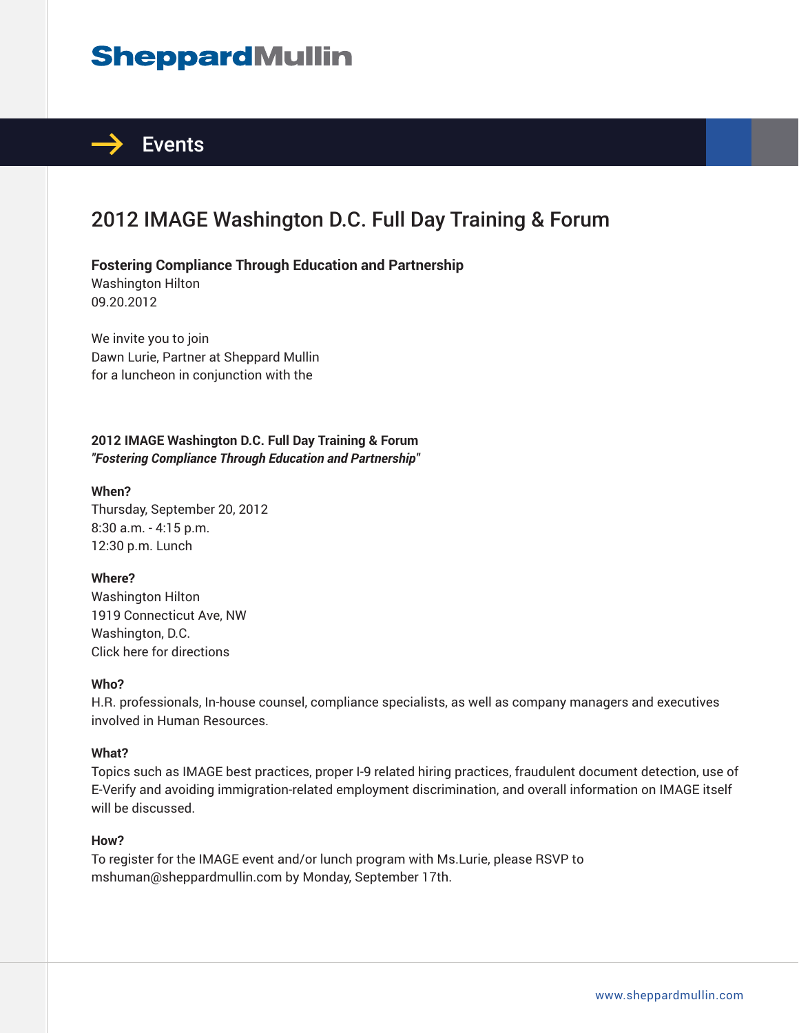# Sheppard Mullin

## Events

# 2012 IMAGE Washington D.C. Full Day Training & Forum

**Fostering Compliance Through Education and Partnership**
Washington Hilton
09.20.2012

We invite you to join
Dawn Lurie, Partner at Sheppard Mullin
for a luncheon in conjunction with the

**2012 IMAGE Washington D.C. Full Day Training & Forum**
***"Fostering Compliance Through Education and Partnership"***

**When?**
Thursday, September 20, 2012
8:30 a.m. - 4:15 p.m.
12:30 p.m. Lunch

**Where?**
Washington Hilton
1919 Connecticut Ave, NW
Washington, D.C.
Click here for directions

**Who?**
H.R. professionals, In-house counsel, compliance specialists, as well as company managers and executives involved in Human Resources.

**What?**
Topics such as IMAGE best practices, proper I-9 related hiring practices, fraudulent document detection, use of E-Verify and avoiding immigration-related employment discrimination, and overall information on IMAGE itself will be discussed.

**How?**
To register for the IMAGE event and/or lunch program with Ms.Lurie, please RSVP to mshuman@sheppardmullin.com by Monday, September 17th.

www.sheppardmullin.com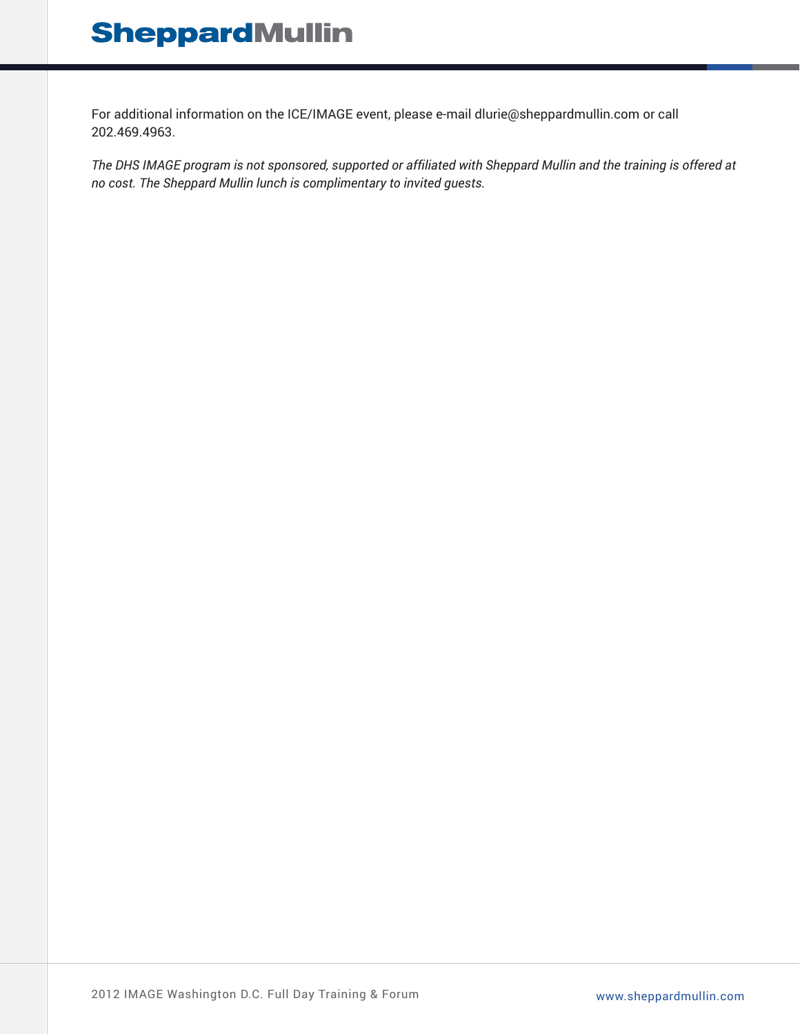For additional information on the ICE/IMAGE event, please e-mail dlurie@sheppardmullin.com or call 202.469.4963.

*The DHS IMAGE program is not sponsored, supported or affiliated with Sheppard Mullin and the training is offered at no cost. The Sheppard Mullin lunch is complimentary to invited guests.*